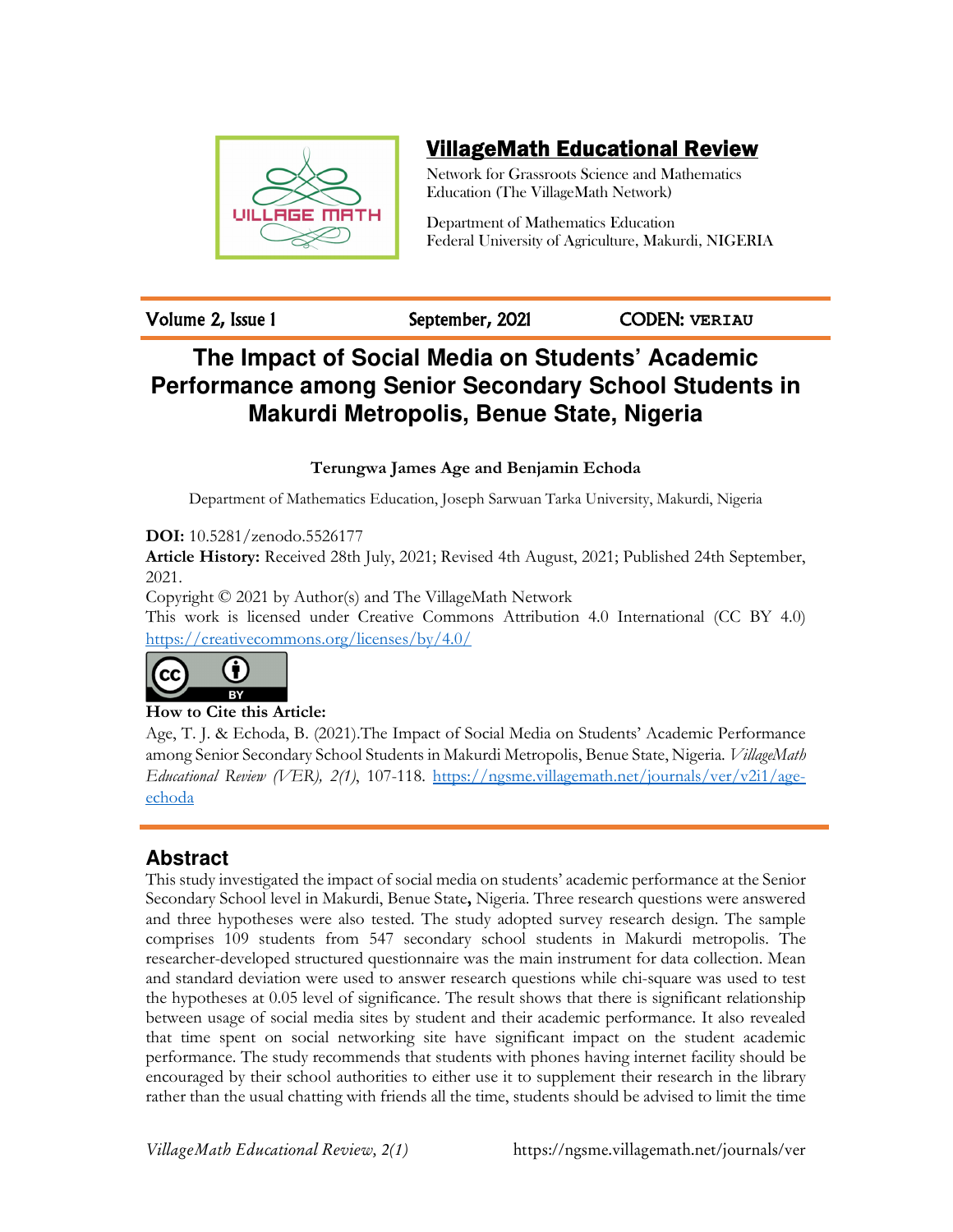# VillageMath Educational Review

Network for Grassroots Science and Mathematics Education (The VillageMath Network)

Department of Mathematics Education
Federal University of Agriculture, Makurdi, NIGERIA

Volume 2, Issue 1 | September, 2021 | CODEN: VERIAU

# The Impact of Social Media on Students' Academic Performance among Senior Secondary School Students in Makurdi Metropolis, Benue State, Nigeria

**Terungwa James Age and Benjamin Echoda**

Department of Mathematics Education, Joseph Sarwuan Tarka University, Makurdi, Nigeria

**DOI:** 10.5281/zenodo.5526177

**Article History:** Received 28th July, 2021; Revised 4th August, 2021; Published 24th September, 2021.

Copyright © 2021 by Author(s) and The VillageMath Network

This work is licensed under Creative Commons Attribution 4.0 International (CC BY 4.0) https://creativecommons.org/licenses/by/4.0/

**How to Cite this Article:**

Age, T. J. & Echoda, B. (2021).The Impact of Social Media on Students' Academic Performance among Senior Secondary School Students in Makurdi Metropolis, Benue State, Nigeria. *VillageMath Educational Review (VER), 2(1)*, 107-118. https://ngsme.villagemath.net/journals/ver/v2i1/age-echoda

## Abstract

This study investigated the impact of social media on students' academic performance at the Senior Secondary School level in Makurdi, Benue State**,** Nigeria. Three research questions were answered and three hypotheses were also tested. The study adopted survey research design. The sample comprises 109 students from 547 secondary school students in Makurdi metropolis. The researcher-developed structured questionnaire was the main instrument for data collection. Mean and standard deviation were used to answer research questions while chi-square was used to test the hypotheses at 0.05 level of significance. The result shows that there is significant relationship between usage of social media sites by student and their academic performance. It also revealed that time spent on social networking site have significant impact on the student academic performance. The study recommends that students with phones having internet facility should be encouraged by their school authorities to either use it to supplement their research in the library rather than the usual chatting with friends all the time, students should be advised to limit the time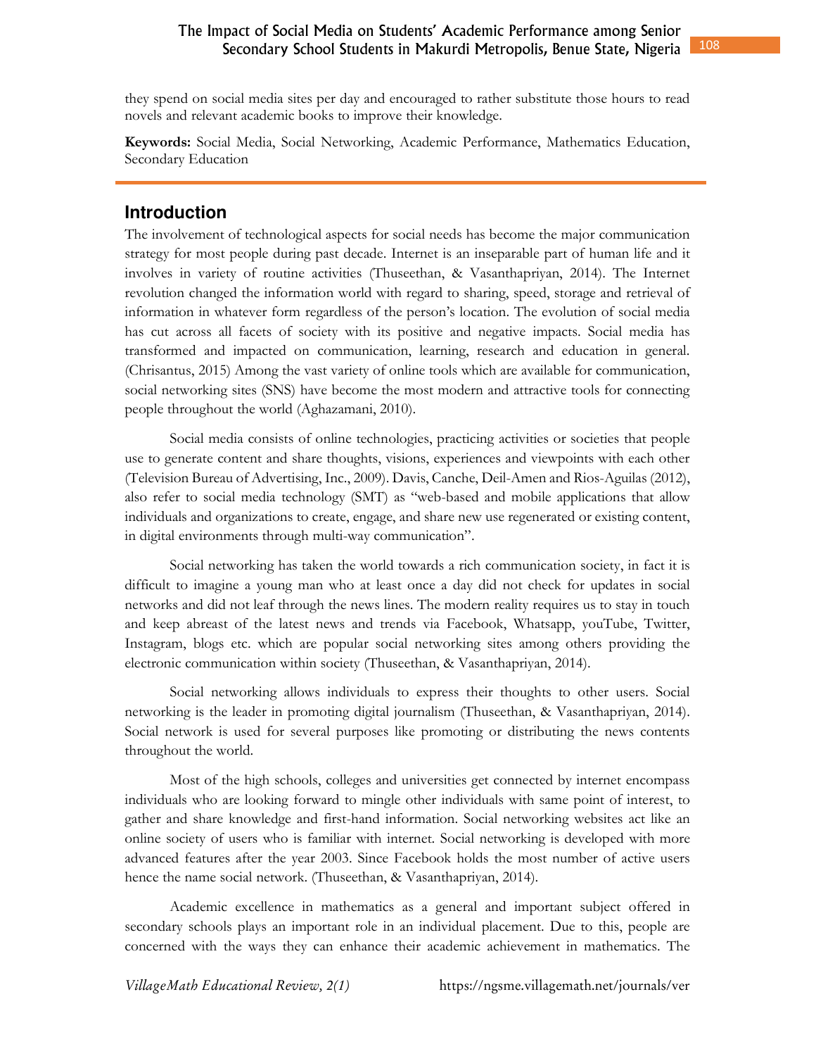they spend on social media sites per day and encouraged to rather substitute those hours to read novels and relevant academic books to improve their knowledge.

**Keywords:** Social Media, Social Networking, Academic Performance, Mathematics Education, Secondary Education

## Introduction

The involvement of technological aspects for social needs has become the major communication strategy for most people during past decade. Internet is an inseparable part of human life and it involves in variety of routine activities (Thuseethan, & Vasanthapriyan, 2014). The Internet revolution changed the information world with regard to sharing, speed, storage and retrieval of information in whatever form regardless of the person's location. The evolution of social media has cut across all facets of society with its positive and negative impacts. Social media has transformed and impacted on communication, learning, research and education in general. (Chrisantus, 2015) Among the vast variety of online tools which are available for communication, social networking sites (SNS) have become the most modern and attractive tools for connecting people throughout the world (Aghazamani, 2010).

Social media consists of online technologies, practicing activities or societies that people use to generate content and share thoughts, visions, experiences and viewpoints with each other (Television Bureau of Advertising, Inc., 2009). Davis, Canche, Deil-Amen and Rios-Aguilas (2012), also refer to social media technology (SMT) as "web-based and mobile applications that allow individuals and organizations to create, engage, and share new use regenerated or existing content, in digital environments through multi-way communication".

Social networking has taken the world towards a rich communication society, in fact it is difficult to imagine a young man who at least once a day did not check for updates in social networks and did not leaf through the news lines. The modern reality requires us to stay in touch and keep abreast of the latest news and trends via Facebook, Whatsapp, youTube, Twitter, Instagram, blogs etc. which are popular social networking sites among others providing the electronic communication within society (Thuseethan, & Vasanthapriyan, 2014).

Social networking allows individuals to express their thoughts to other users. Social networking is the leader in promoting digital journalism (Thuseethan, & Vasanthapriyan, 2014). Social network is used for several purposes like promoting or distributing the news contents throughout the world.

Most of the high schools, colleges and universities get connected by internet encompass individuals who are looking forward to mingle other individuals with same point of interest, to gather and share knowledge and first-hand information. Social networking websites act like an online society of users who is familiar with internet. Social networking is developed with more advanced features after the year 2003. Since Facebook holds the most number of active users hence the name social network. (Thuseethan, & Vasanthapriyan, 2014).

Academic excellence in mathematics as a general and important subject offered in secondary schools plays an important role in an individual placement. Due to this, people are concerned with the ways they can enhance their academic achievement in mathematics. The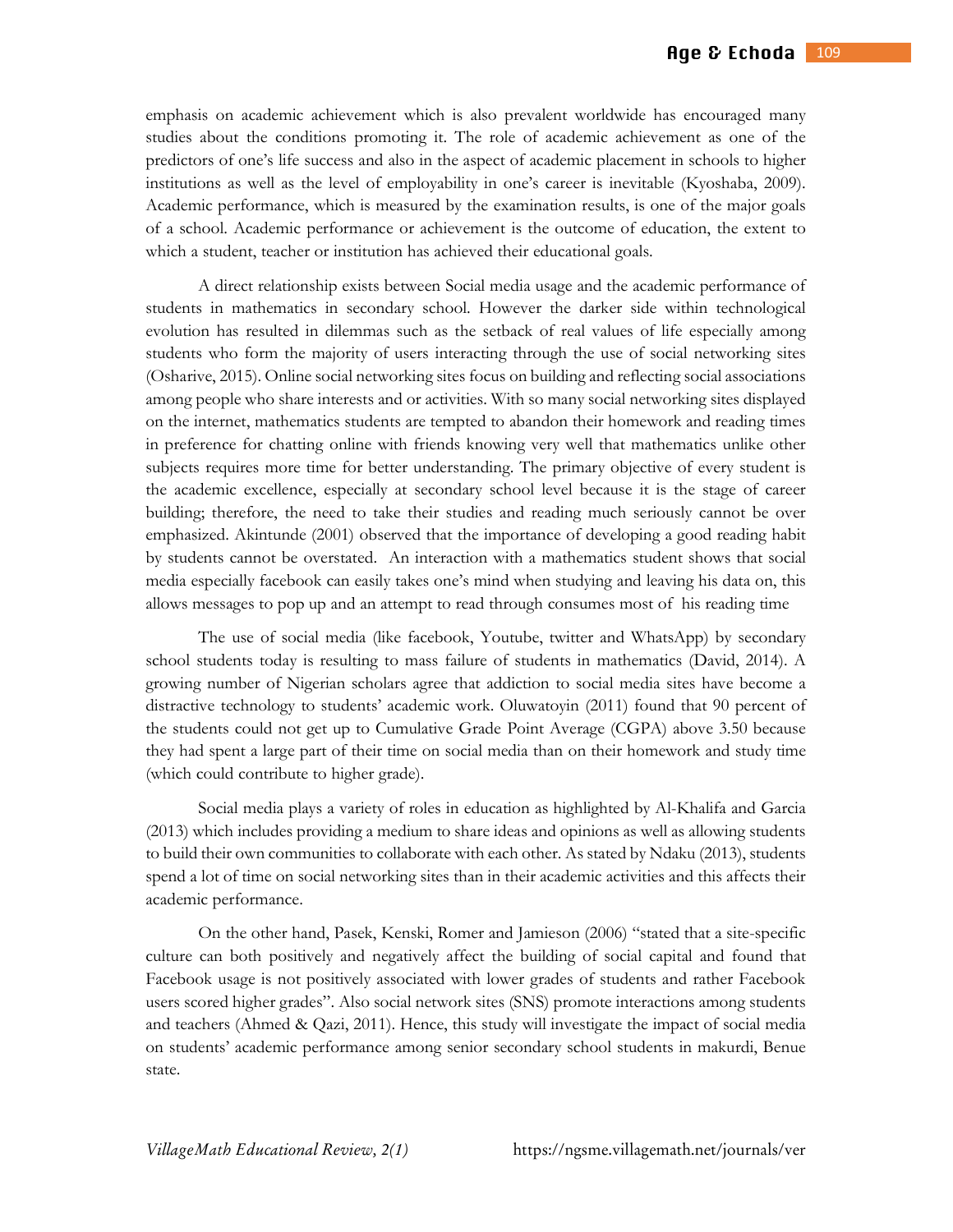emphasis on academic achievement which is also prevalent worldwide has encouraged many studies about the conditions promoting it. The role of academic achievement as one of the predictors of one's life success and also in the aspect of academic placement in schools to higher institutions as well as the level of employability in one's career is inevitable (Kyoshaba, 2009). Academic performance, which is measured by the examination results, is one of the major goals of a school. Academic performance or achievement is the outcome of education, the extent to which a student, teacher or institution has achieved their educational goals.

A direct relationship exists between Social media usage and the academic performance of students in mathematics in secondary school. However the darker side within technological evolution has resulted in dilemmas such as the setback of real values of life especially among students who form the majority of users interacting through the use of social networking sites (Osharive, 2015). Online social networking sites focus on building and reflecting social associations among people who share interests and or activities. With so many social networking sites displayed on the internet, mathematics students are tempted to abandon their homework and reading times in preference for chatting online with friends knowing very well that mathematics unlike other subjects requires more time for better understanding. The primary objective of every student is the academic excellence, especially at secondary school level because it is the stage of career building; therefore, the need to take their studies and reading much seriously cannot be over emphasized. Akintunde (2001) observed that the importance of developing a good reading habit by students cannot be overstated. An interaction with a mathematics student shows that social media especially facebook can easily takes one's mind when studying and leaving his data on, this allows messages to pop up and an attempt to read through consumes most of his reading time

The use of social media (like facebook, Youtube, twitter and WhatsApp) by secondary school students today is resulting to mass failure of students in mathematics (David, 2014). A growing number of Nigerian scholars agree that addiction to social media sites have become a distractive technology to students' academic work. Oluwatoyin (2011) found that 90 percent of the students could not get up to Cumulative Grade Point Average (CGPA) above 3.50 because they had spent a large part of their time on social media than on their homework and study time (which could contribute to higher grade).

Social media plays a variety of roles in education as highlighted by Al-Khalifa and Garcia (2013) which includes providing a medium to share ideas and opinions as well as allowing students to build their own communities to collaborate with each other. As stated by Ndaku (2013), students spend a lot of time on social networking sites than in their academic activities and this affects their academic performance.

On the other hand, Pasek, Kenski, Romer and Jamieson (2006) "stated that a site-specific culture can both positively and negatively affect the building of social capital and found that Facebook usage is not positively associated with lower grades of students and rather Facebook users scored higher grades". Also social network sites (SNS) promote interactions among students and teachers (Ahmed & Qazi, 2011). Hence, this study will investigate the impact of social media on students' academic performance among senior secondary school students in makurdi, Benue state.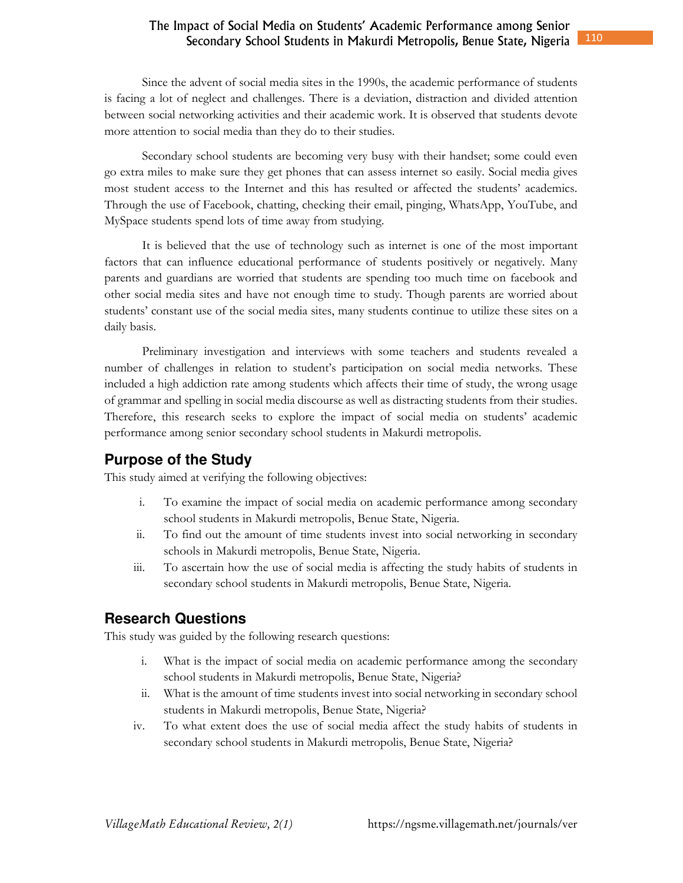Since the advent of social media sites in the 1990s, the academic performance of students is facing a lot of neglect and challenges. There is a deviation, distraction and divided attention between social networking activities and their academic work. It is observed that students devote more attention to social media than they do to their studies.

Secondary school students are becoming very busy with their handset; some could even go extra miles to make sure they get phones that can assess internet so easily. Social media gives most student access to the Internet and this has resulted or affected the students' academics. Through the use of Facebook, chatting, checking their email, pinging, WhatsApp, YouTube, and MySpace students spend lots of time away from studying.

It is believed that the use of technology such as internet is one of the most important factors that can influence educational performance of students positively or negatively. Many parents and guardians are worried that students are spending too much time on facebook and other social media sites and have not enough time to study. Though parents are worried about students' constant use of the social media sites, many students continue to utilize these sites on a daily basis.

Preliminary investigation and interviews with some teachers and students revealed a number of challenges in relation to student's participation on social media networks. These included a high addiction rate among students which affects their time of study, the wrong usage of grammar and spelling in social media discourse as well as distracting students from their studies. Therefore, this research seeks to explore the impact of social media on students' academic performance among senior secondary school students in Makurdi metropolis.

## Purpose of the Study

This study aimed at verifying the following objectives:

i. To examine the impact of social media on academic performance among secondary school students in Makurdi metropolis, Benue State, Nigeria.

ii. To find out the amount of time students invest into social networking in secondary schools in Makurdi metropolis, Benue State, Nigeria.

iii. To ascertain how the use of social media is affecting the study habits of students in secondary school students in Makurdi metropolis, Benue State, Nigeria.

## Research Questions

This study was guided by the following research questions:

i. What is the impact of social media on academic performance among the secondary school students in Makurdi metropolis, Benue State, Nigeria?

ii. What is the amount of time students invest into social networking in secondary school students in Makurdi metropolis, Benue State, Nigeria?

iv. To what extent does the use of social media affect the study habits of students in secondary school students in Makurdi metropolis, Benue State, Nigeria?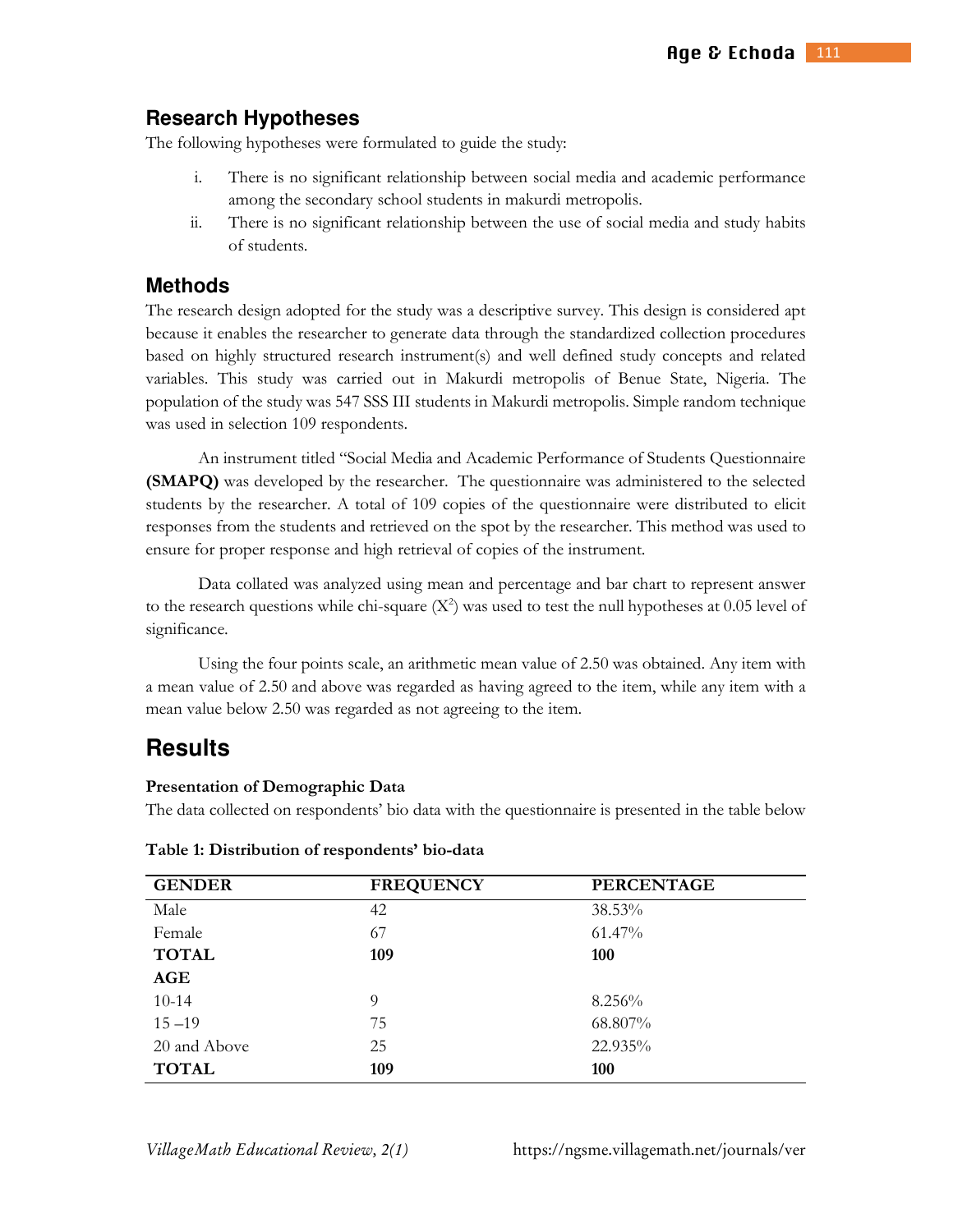## Research Hypotheses

The following hypotheses were formulated to guide the study:

i. There is no significant relationship between social media and academic performance among the secondary school students in makurdi metropolis.
ii. There is no significant relationship between the use of social media and study habits of students.

## Methods

The research design adopted for the study was a descriptive survey. This design is considered apt because it enables the researcher to generate data through the standardized collection procedures based on highly structured research instrument(s) and well defined study concepts and related variables. This study was carried out in Makurdi metropolis of Benue State, Nigeria. The population of the study was 547 SSS III students in Makurdi metropolis. Simple random technique was used in selection 109 respondents.

An instrument titled "Social Media and Academic Performance of Students Questionnaire **(SMAPQ)** was developed by the researcher. The questionnaire was administered to the selected students by the researcher. A total of 109 copies of the questionnaire were distributed to elicit responses from the students and retrieved on the spot by the researcher. This method was used to ensure for proper response and high retrieval of copies of the instrument.

Data collated was analyzed using mean and percentage and bar chart to represent answer to the research questions while chi-square ($X^2$) was used to test the null hypotheses at 0.05 level of significance.

Using the four points scale, an arithmetic mean value of 2.50 was obtained. Any item with a mean value of 2.50 and above was regarded as having agreed to the item, while any item with a mean value below 2.50 was regarded as not agreeing to the item.

# Results

**Presentation of Demographic Data**

The data collected on respondents' bio data with the questionnaire is presented in the table below

**Table 1: Distribution of respondents' bio-data**

| GENDER | FREQUENCY | PERCENTAGE |
|---|---|---|
| Male | 42 | 38.53% |
| Female | 67 | 61.47% |
| **TOTAL** | **109** | **100** |
| **AGE** | | |
| 10-14 | 9 | 8.256% |
| 15 –19 | 75 | 68.807% |
| 20 and Above | 25 | 22.935% |
| **TOTAL** | **109** | **100** |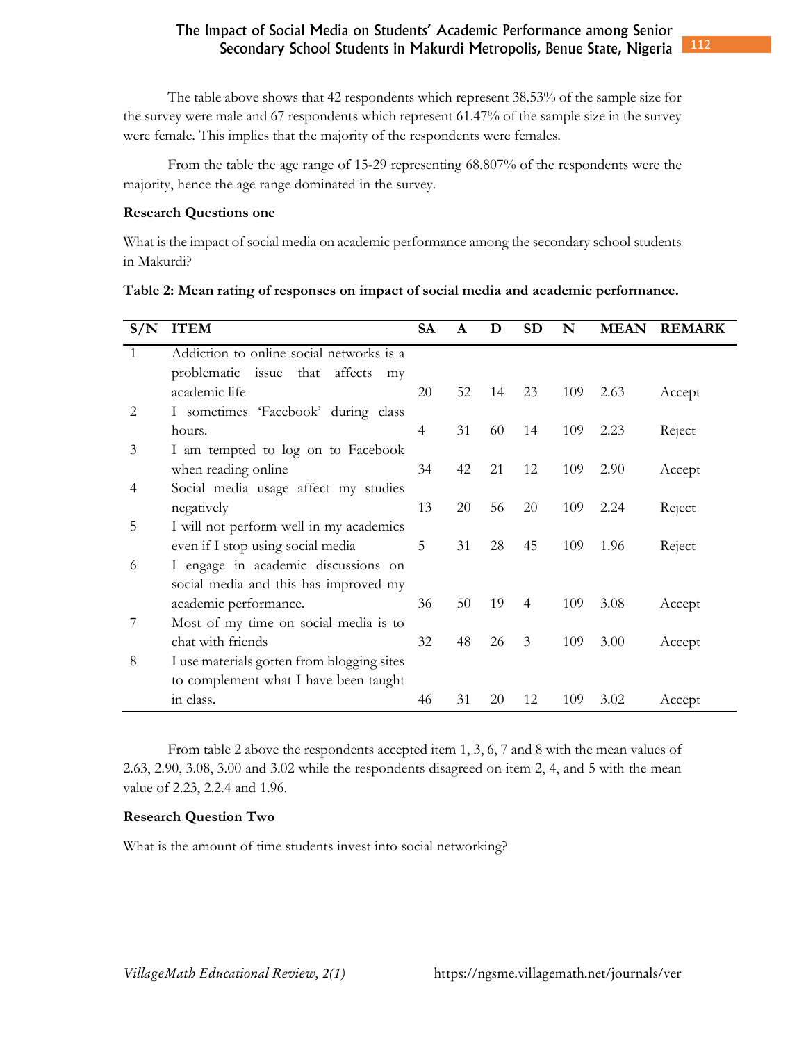The table above shows that 42 respondents which represent 38.53% of the sample size for the survey were male and 67 respondents which represent 61.47% of the sample size in the survey were female. This implies that the majority of the respondents were females.

From the table the age range of 15-29 representing 68.807% of the respondents were the majority, hence the age range dominated in the survey.

**Research Questions one**

What is the impact of social media on academic performance among the secondary school students in Makurdi?

**Table 2: Mean rating of responses on impact of social media and academic performance.**

| S/N | ITEM | SA | A | D | SD | N | MEAN | REMARK |
|---|---|---|---|---|---|---|---|---|
| 1 | Addiction to online social networks is a problematic issue that affects my academic life | 20 | 52 | 14 | 23 | 109 | 2.63 | Accept |
| 2 | I sometimes 'Facebook' during class hours. | 4 | 31 | 60 | 14 | 109 | 2.23 | Reject |
| 3 | I am tempted to log on to Facebook when reading online | 34 | 42 | 21 | 12 | 109 | 2.90 | Accept |
| 4 | Social media usage affect my studies negatively | 13 | 20 | 56 | 20 | 109 | 2.24 | Reject |
| 5 | I will not perform well in my academics even if I stop using social media | 5 | 31 | 28 | 45 | 109 | 1.96 | Reject |
| 6 | I engage in academic discussions on social media and this has improved my academic performance. | 36 | 50 | 19 | 4 | 109 | 3.08 | Accept |
| 7 | Most of my time on social media is to chat with friends | 32 | 48 | 26 | 3 | 109 | 3.00 | Accept |
| 8 | I use materials gotten from blogging sites to complement what I have been taught in class. | 46 | 31 | 20 | 12 | 109 | 3.02 | Accept |

From table 2 above the respondents accepted item 1, 3, 6, 7 and 8 with the mean values of 2.63, 2.90, 3.08, 3.00 and 3.02 while the respondents disagreed on item 2, 4, and 5 with the mean value of 2.23, 2.2.4 and 1.96.

**Research Question Two**

What is the amount of time students invest into social networking?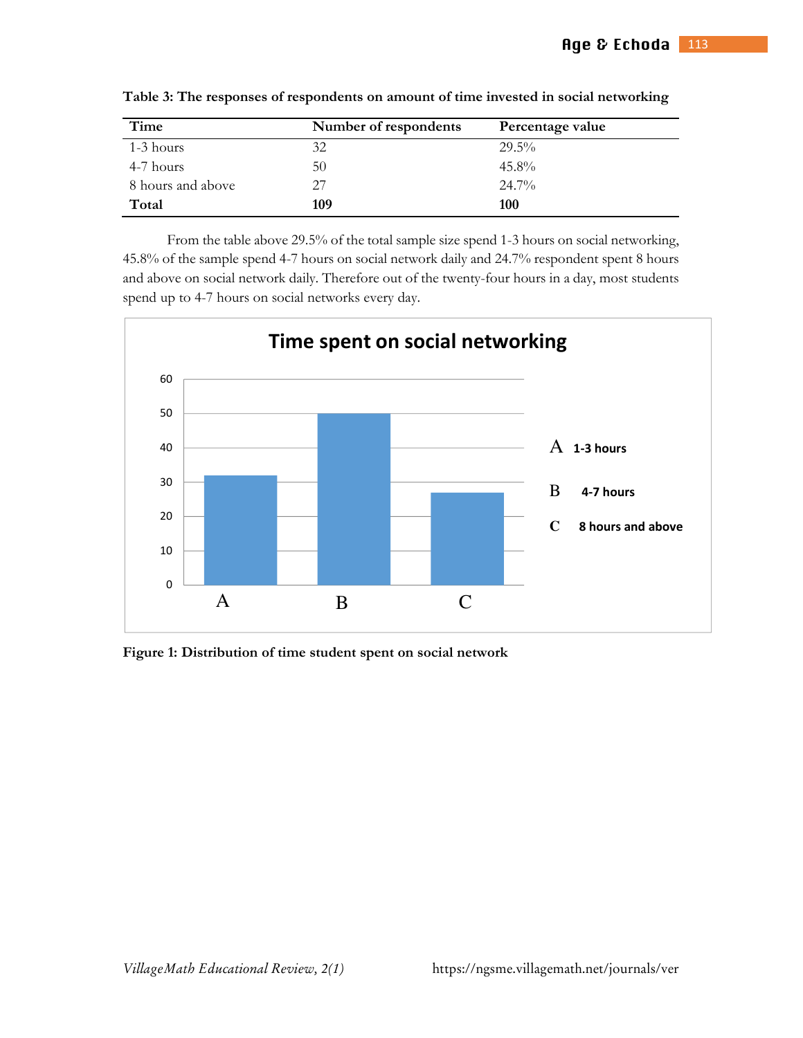**Table 3: The responses of respondents on amount of time invested in social networking**

| Time | Number of respondents | Percentage value |
|---|---|---|
| 1-3 hours | 32 | 29.5% |
| 4-7 hours | 50 | 45.8% |
| 8 hours and above | 27 | 24.7% |
| **Total** | **109** | **100** |

From the table above 29.5% of the total sample size spend 1-3 hours on social networking, 45.8% of the sample spend 4-7 hours on social network daily and 24.7% respondent spent 8 hours and above on social network daily. Therefore out of the twenty-four hours in a day, most students spend up to 4-7 hours on social networks every day.

**Figure 1: Distribution of time student spent on social network**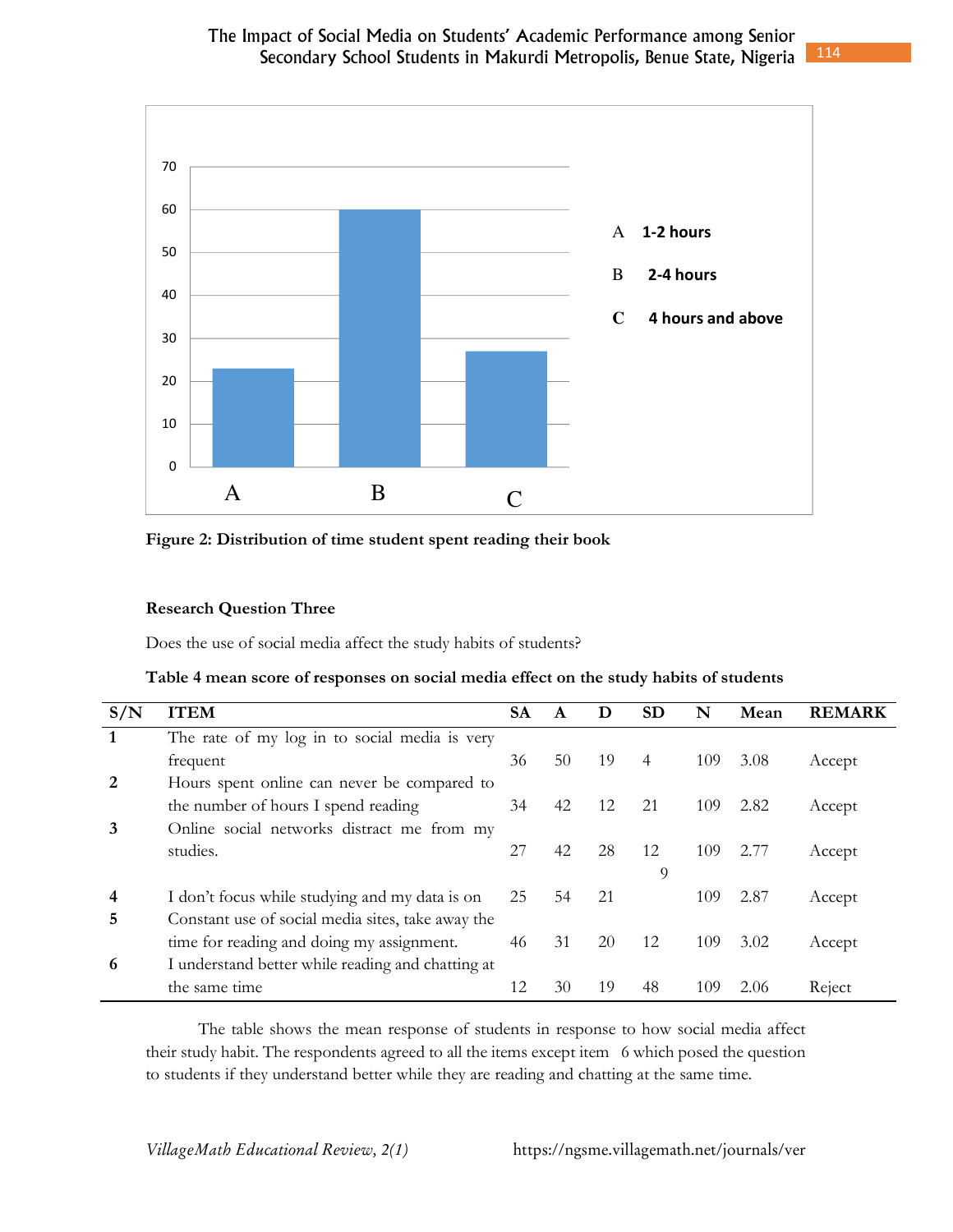**Figure 2: Distribution of time student spent reading their book**

**Research Question Three**

Does the use of social media affect the study habits of students?

**Table 4 mean score of responses on social media effect on the study habits of students**

| S/N | ITEM | SA | A | D | SD | N | Mean | REMARK |
|---|---|---|---|---|---|---|---|---|
| 1 | The rate of my log in to social media is very frequent | 36 | 50 | 19 | 4 | 109 | 3.08 | Accept |
| 2 | Hours spent online can never be compared to the number of hours I spend reading | 34 | 42 | 12 | 21 | 109 | 2.82 | Accept |
| 3 | Online social networks distract me from my studies. | 27 | 42 | 28 | 12 | 109 | 2.77 | Accept |
| 4 | I don't focus while studying and my data is on | 25 | 54 | 21 | 9 | 109 | 2.87 | Accept |
| 5 | Constant use of social media sites, take away the time for reading and doing my assignment. | 46 | 31 | 20 | 12 | 109 | 3.02 | Accept |
| 6 | I understand better while reading and chatting at the same time | 12 | 30 | 19 | 48 | 109 | 2.06 | Reject |

The table shows the mean response of students in response to how social media affect their study habit. The respondents agreed to all the items except item 6 which posed the question to students if they understand better while they are reading and chatting at the same time.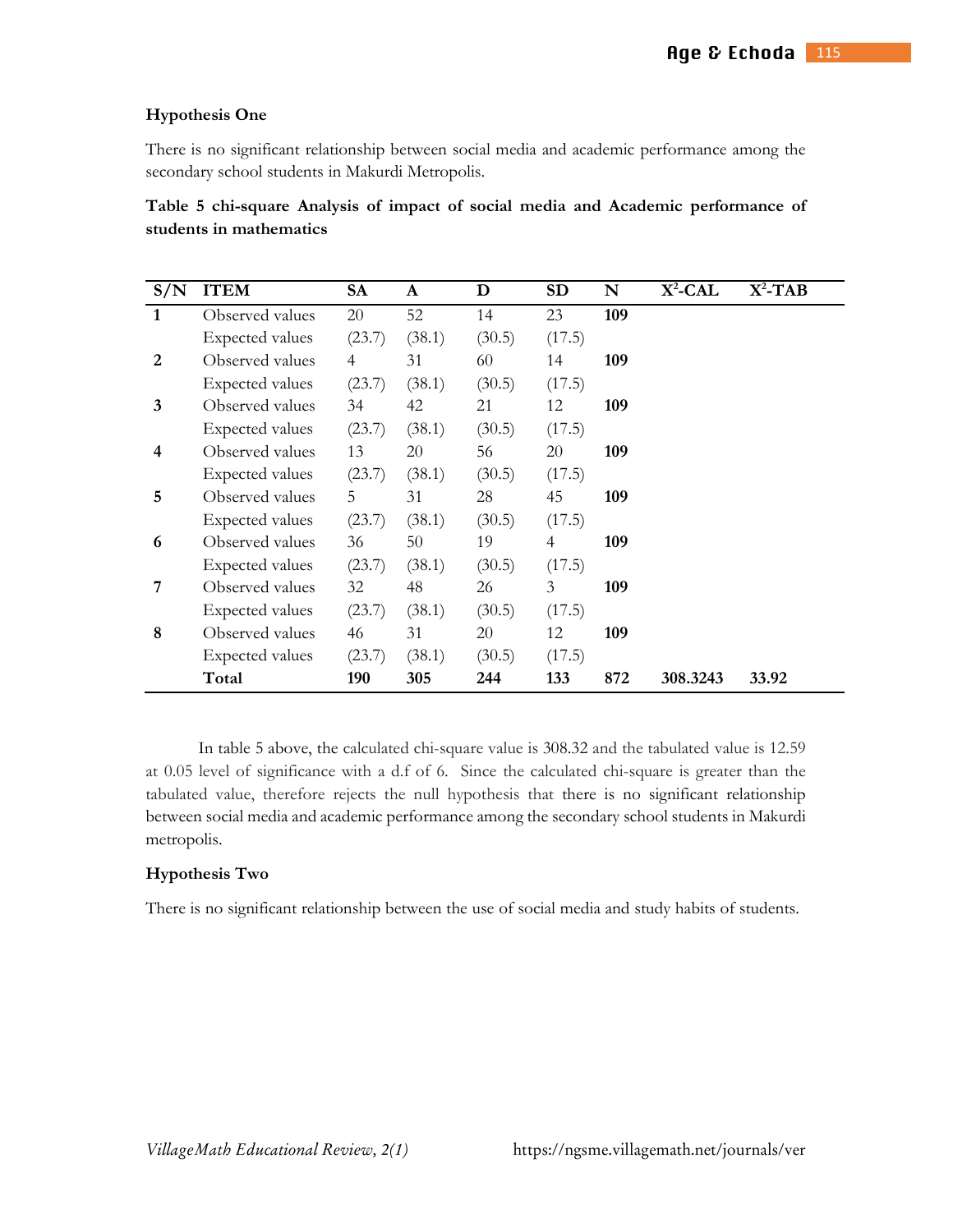### Hypothesis One

There is no significant relationship between social media and academic performance among the secondary school students in Makurdi Metropolis.

**Table 5 chi-square Analysis of impact of social media and Academic performance of students in mathematics**

| S/N | ITEM | SA | A | D | SD | N | $X^2$-CAL | $X^2$-TAB |
|---|---|---|---|---|---|---|---|---|
| **1** | Observed values | 20 | 52 | 14 | 23 | **109** | | |
| | Expected values | (23.7) | (38.1) | (30.5) | (17.5) | | | |
| **2** | Observed values | 4 | 31 | 60 | 14 | **109** | | |
| | Expected values | (23.7) | (38.1) | (30.5) | (17.5) | | | |
| **3** | Observed values | 34 | 42 | 21 | 12 | **109** | | |
| | Expected values | (23.7) | (38.1) | (30.5) | (17.5) | | | |
| **4** | Observed values | 13 | 20 | 56 | 20 | **109** | | |
| | Expected values | (23.7) | (38.1) | (30.5) | (17.5) | | | |
| **5** | Observed values | 5 | 31 | 28 | 45 | **109** | | |
| | Expected values | (23.7) | (38.1) | (30.5) | (17.5) | | | |
| **6** | Observed values | 36 | 50 | 19 | 4 | **109** | | |
| | Expected values | (23.7) | (38.1) | (30.5) | (17.5) | | | |
| **7** | Observed values | 32 | 48 | 26 | 3 | **109** | | |
| | Expected values | (23.7) | (38.1) | (30.5) | (17.5) | | | |
| **8** | Observed values | 46 | 31 | 20 | 12 | **109** | | |
| | Expected values | (23.7) | (38.1) | (30.5) | (17.5) | | | |
| | **Total** | **190** | **305** | **244** | **133** | **872** | **308.3243** | **33.92** |

In table 5 above, the calculated chi-square value is 308.32 and the tabulated value is 12.59 at 0.05 level of significance with a d.f of 6. Since the calculated chi-square is greater than the tabulated value, therefore rejects the null hypothesis that there is no significant relationship between social media and academic performance among the secondary school students in Makurdi metropolis.

### Hypothesis Two

There is no significant relationship between the use of social media and study habits of students.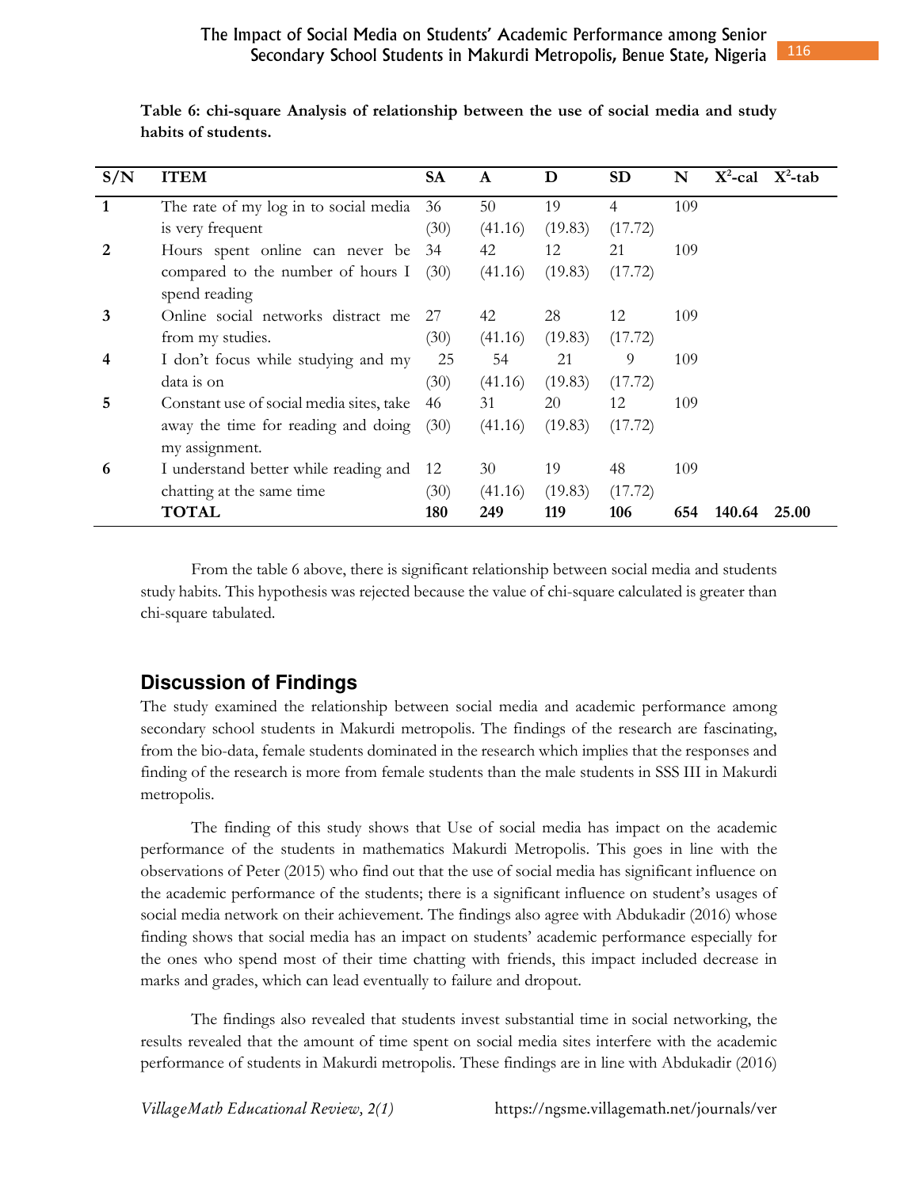**Table 6: chi-square Analysis of relationship between the use of social media and study habits of students.**

| S/N | ITEM | SA | A | D | SD | N | $X^2$-cal | $X^2$-tab |
|---|---|---|---|---|---|---|---|---|
| 1 | The rate of my log in to social media is very frequent | 36 (30) | 50 (41.16) | 19 (19.83) | 4 (17.72) | 109 | | |
| 2 | Hours spent online can never be compared to the number of hours I spend reading | 34 (30) | 42 (41.16) | 12 (19.83) | 21 (17.72) | 109 | | |
| 3 | Online social networks distract me from my studies. | 27 (30) | 42 (41.16) | 28 (19.83) | 12 (17.72) | 109 | | |
| 4 | I don't focus while studying and my data is on | 25 (30) | 54 (41.16) | 21 (19.83) | 9 (17.72) | 109 | | |
| 5 | Constant use of social media sites, take away the time for reading and doing my assignment. | 46 (30) | 31 (41.16) | 20 (19.83) | 12 (17.72) | 109 | | |
| 6 | I understand better while reading and chatting at the same time | 12 (30) | 30 (41.16) | 19 (19.83) | 48 (17.72) | 109 | | |
| | **TOTAL** | **180** | **249** | **119** | **106** | **654** | **140.64** | **25.00** |

From the table 6 above, there is significant relationship between social media and students study habits. This hypothesis was rejected because the value of chi-square calculated is greater than chi-square tabulated.

## Discussion of Findings

The study examined the relationship between social media and academic performance among secondary school students in Makurdi metropolis. The findings of the research are fascinating, from the bio-data, female students dominated in the research which implies that the responses and finding of the research is more from female students than the male students in SSS III in Makurdi metropolis.

The finding of this study shows that Use of social media has impact on the academic performance of the students in mathematics Makurdi Metropolis. This goes in line with the observations of Peter (2015) who find out that the use of social media has significant influence on the academic performance of the students; there is a significant influence on student's usages of social media network on their achievement. The findings also agree with Abdukadir (2016) whose finding shows that social media has an impact on students' academic performance especially for the ones who spend most of their time chatting with friends, this impact included decrease in marks and grades, which can lead eventually to failure and dropout.

The findings also revealed that students invest substantial time in social networking, the results revealed that the amount of time spent on social media sites interfere with the academic performance of students in Makurdi metropolis. These findings are in line with Abdukadir (2016)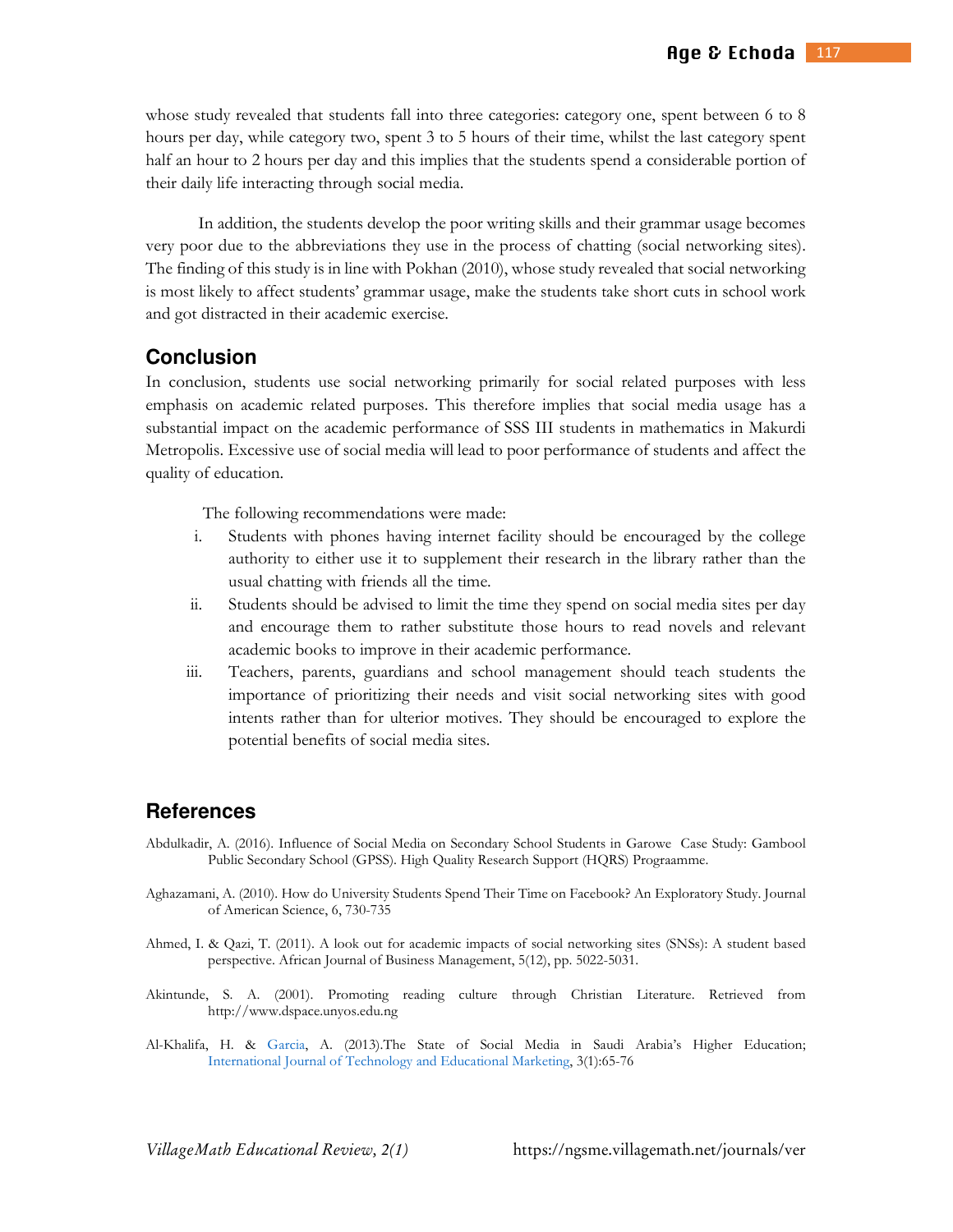whose study revealed that students fall into three categories: category one, spent between 6 to 8 hours per day, while category two, spent 3 to 5 hours of their time, whilst the last category spent half an hour to 2 hours per day and this implies that the students spend a considerable portion of their daily life interacting through social media.

In addition, the students develop the poor writing skills and their grammar usage becomes very poor due to the abbreviations they use in the process of chatting (social networking sites). The finding of this study is in line with Pokhan (2010), whose study revealed that social networking is most likely to affect students' grammar usage, make the students take short cuts in school work and got distracted in their academic exercise.

## Conclusion

In conclusion, students use social networking primarily for social related purposes with less emphasis on academic related purposes. This therefore implies that social media usage has a substantial impact on the academic performance of SSS III students in mathematics in Makurdi Metropolis. Excessive use of social media will lead to poor performance of students and affect the quality of education.

The following recommendations were made:

i. Students with phones having internet facility should be encouraged by the college authority to either use it to supplement their research in the library rather than the usual chatting with friends all the time.
ii. Students should be advised to limit the time they spend on social media sites per day and encourage them to rather substitute those hours to read novels and relevant academic books to improve in their academic performance.
iii. Teachers, parents, guardians and school management should teach students the importance of prioritizing their needs and visit social networking sites with good intents rather than for ulterior motives. They should be encouraged to explore the potential benefits of social media sites.

## References

Abdulkadir, A. (2016). Influence of Social Media on Secondary School Students in Garowe Case Study: Gambool Public Secondary School (GPSS). High Quality Research Support (HQRS) Prograamme.

Aghazamani, A. (2010). How do University Students Spend Their Time on Facebook? An Exploratory Study. Journal of American Science, 6, 730-735

Ahmed, I. & Qazi, T. (2011). A look out for academic impacts of social networking sites (SNSs): A student based perspective. African Journal of Business Management, 5(12), pp. 5022-5031.

Akintunde, S. A. (2001). Promoting reading culture through Christian Literature. Retrieved from http://www.dspace.unyos.edu.ng

Al-Khalifa, H. & Garcia, A. (2013).The State of Social Media in Saudi Arabia's Higher Education; International Journal of Technology and Educational Marketing, 3(1):65-76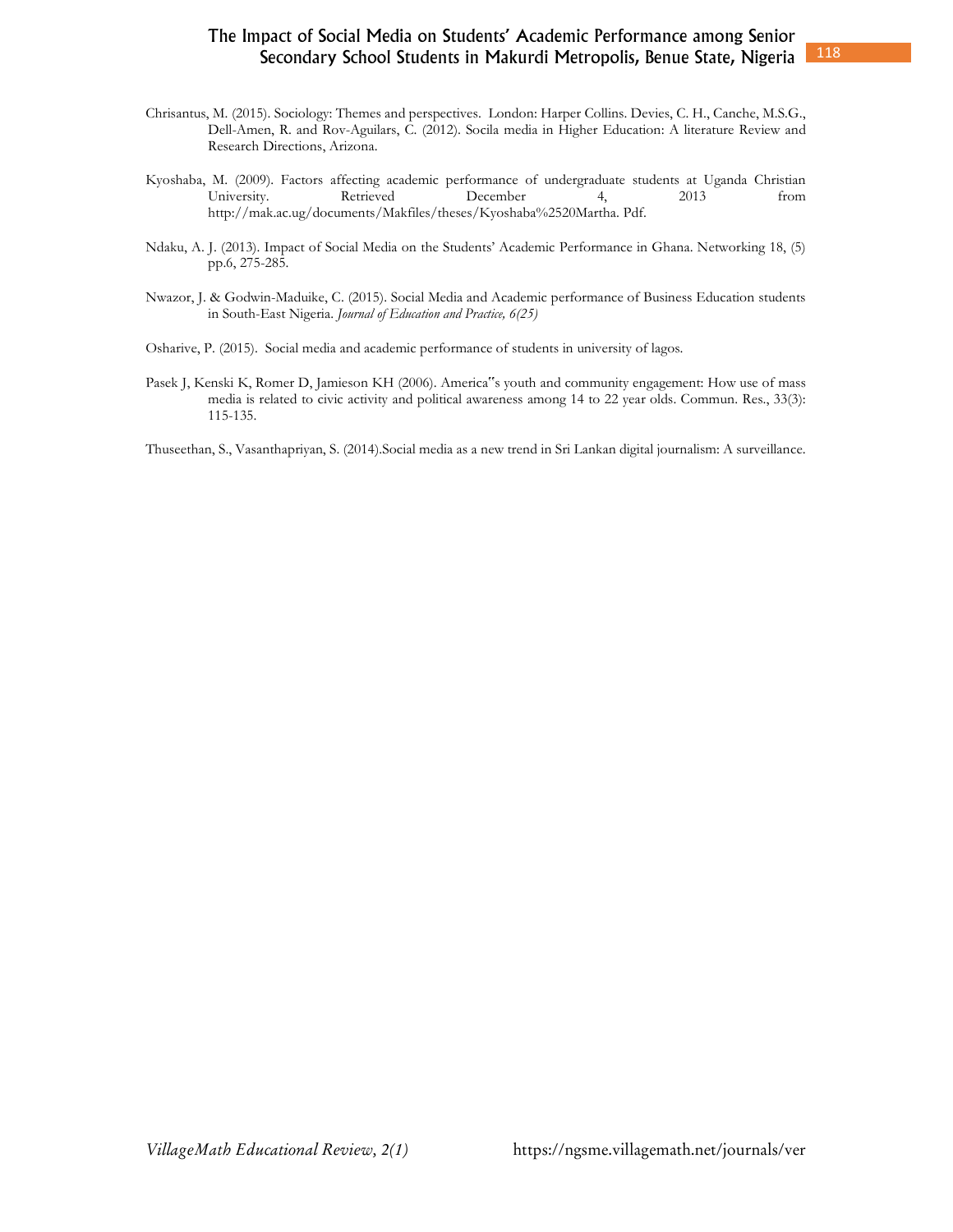Chrisantus, M. (2015). Sociology: Themes and perspectives. London: Harper Collins. Devies, C. H., Canche, M.S.G., Dell-Amen, R. and Rov-Aguilars, C. (2012). Socila media in Higher Education: A literature Review and Research Directions, Arizona.

Kyoshaba, M. (2009). Factors affecting academic performance of undergraduate students at Uganda Christian University. Retrieved December 4, 2013 from http://mak.ac.ug/documents/Makfiles/theses/Kyoshaba%2520Martha. Pdf.

Ndaku, A. J. (2013). Impact of Social Media on the Students' Academic Performance in Ghana. Networking 18, (5) pp.6, 275-285.

Nwazor, J. & Godwin-Maduike, C. (2015). Social Media and Academic performance of Business Education students in South-East Nigeria. *Journal of Education and Practice, 6(25)*

Osharive, P. (2015). Social media and academic performance of students in university of lagos.

Pasek J, Kenski K, Romer D, Jamieson KH (2006). America"s youth and community engagement: How use of mass media is related to civic activity and political awareness among 14 to 22 year olds. Commun. Res., 33(3): 115-135.

Thuseethan, S., Vasanthapriyan, S. (2014).Social media as a new trend in Sri Lankan digital journalism: A surveillance.